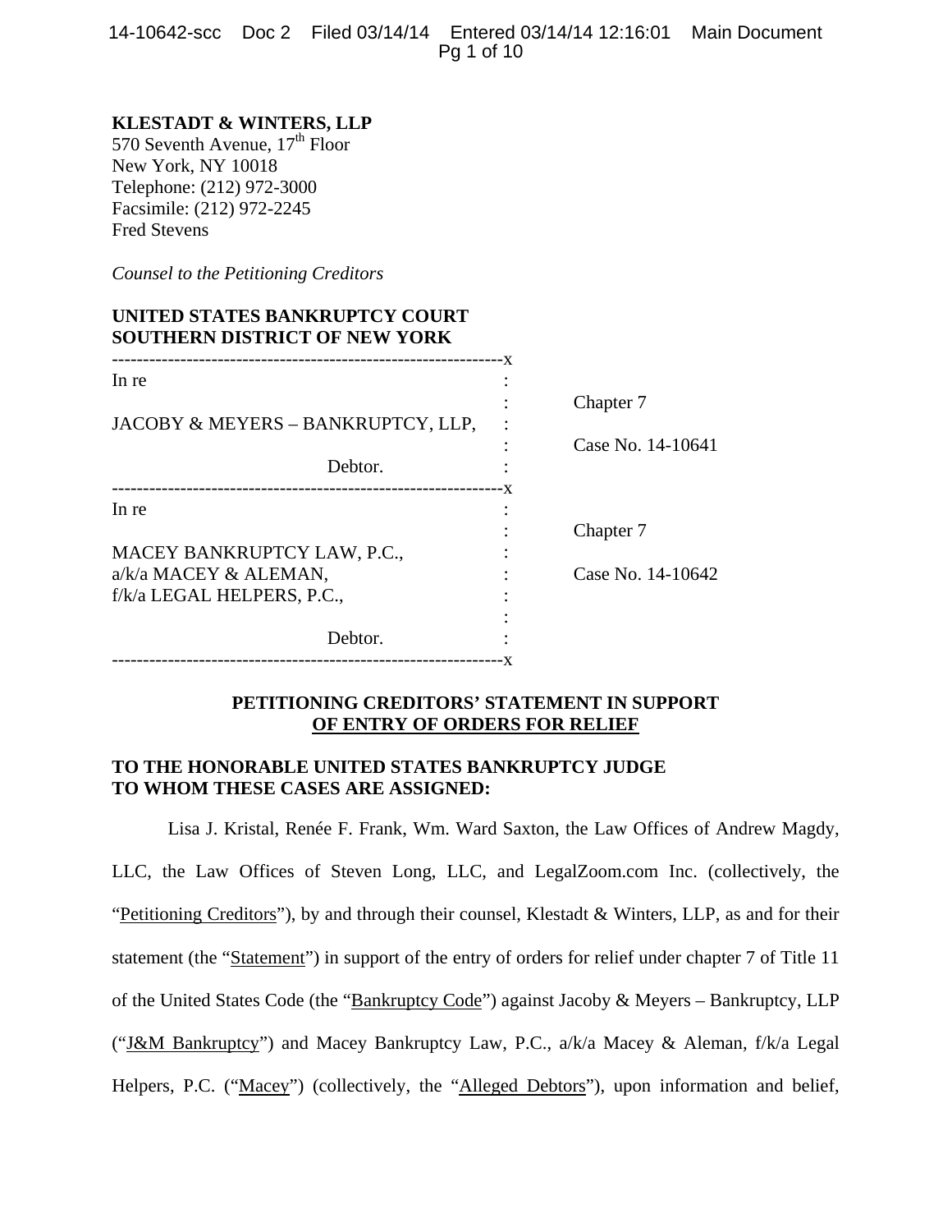**KLESTADT & WINTERS, LLP**
570 Seventh Avenue, 17th Floor
New York, NY 10018
Telephone: (212) 972-3000
Facsimile: (212) 972-2245
Fred Stevens

*Counsel to the Petitioning Creditors*

**UNITED STATES BANKRUPTCY COURT**
**SOUTHERN DISTRICT OF NEW YORK**

| | |
|---|---|
| In re<br><br>JACOBY & MEYERS – BANKRUPTCY, LLP,<br><br>Debtor. | Chapter 7<br><br>Case No. 14-10641 |
| In re<br><br>MACEY BANKRUPTCY LAW, P.C.,<br>a/k/a MACEY & ALEMAN,<br>f/k/a LEGAL HELPERS, P.C.,<br><br>Debtor. | Chapter 7<br><br>Case No. 14-10642 |

**PETITIONING CREDITORS' STATEMENT IN SUPPORT OF ENTRY OF ORDERS FOR RELIEF**

**TO THE HONORABLE UNITED STATES BANKRUPTCY JUDGE TO WHOM THESE CASES ARE ASSIGNED:**

Lisa J. Kristal, Renée F. Frank, Wm. Ward Saxton, the Law Offices of Andrew Magdy, LLC, the Law Offices of Steven Long, LLC, and LegalZoom.com Inc. (collectively, the "Petitioning Creditors"), by and through their counsel, Klestadt & Winters, LLP, as and for their statement (the "Statement") in support of the entry of orders for relief under chapter 7 of Title 11 of the United States Code (the "Bankruptcy Code") against Jacoby & Meyers – Bankruptcy, LLP ("J&M Bankruptcy") and Macey Bankruptcy Law, P.C., a/k/a Macey & Aleman, f/k/a Legal Helpers, P.C. ("Macey") (collectively, the "Alleged Debtors"), upon information and belief,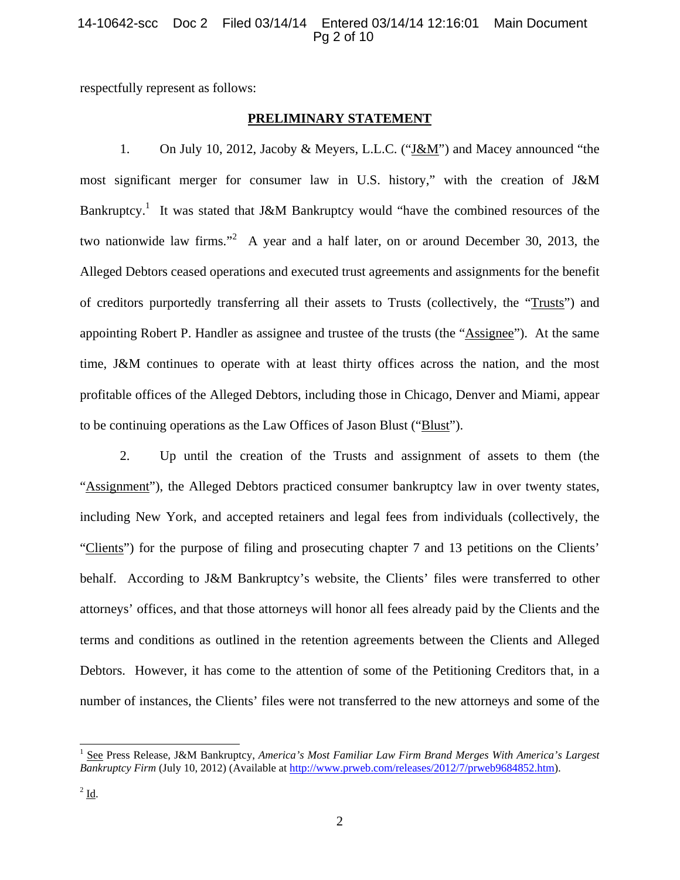respectfully represent as follows:

## PRELIMINARY STATEMENT

1. On July 10, 2012, Jacoby & Meyers, L.L.C. ("J&M") and Macey announced "the most significant merger for consumer law in U.S. history," with the creation of J&M Bankruptcy.[1] It was stated that J&M Bankruptcy would "have the combined resources of the two nationwide law firms."[2] A year and a half later, on or around December 30, 2013, the Alleged Debtors ceased operations and executed trust agreements and assignments for the benefit of creditors purportedly transferring all their assets to Trusts (collectively, the "Trusts") and appointing Robert P. Handler as assignee and trustee of the trusts (the "Assignee"). At the same time, J&M continues to operate with at least thirty offices across the nation, and the most profitable offices of the Alleged Debtors, including those in Chicago, Denver and Miami, appear to be continuing operations as the Law Offices of Jason Blust ("Blust").

2. Up until the creation of the Trusts and assignment of assets to them (the "Assignment"), the Alleged Debtors practiced consumer bankruptcy law in over twenty states, including New York, and accepted retainers and legal fees from individuals (collectively, the "Clients") for the purpose of filing and prosecuting chapter 7 and 13 petitions on the Clients' behalf. According to J&M Bankruptcy's website, the Clients' files were transferred to other attorneys' offices, and that those attorneys will honor all fees already paid by the Clients and the terms and conditions as outlined in the retention agreements between the Clients and Alleged Debtors. However, it has come to the attention of some of the Petitioning Creditors that, in a number of instances, the Clients' files were not transferred to the new attorneys and some of the

---

[1] See Press Release, J&M Bankruptcy, *America's Most Familiar Law Firm Brand Merges With America's Largest Bankruptcy Firm* (July 10, 2012) (Available at http://www.prweb.com/releases/2012/7/prweb9684852.htm).

[2] Id.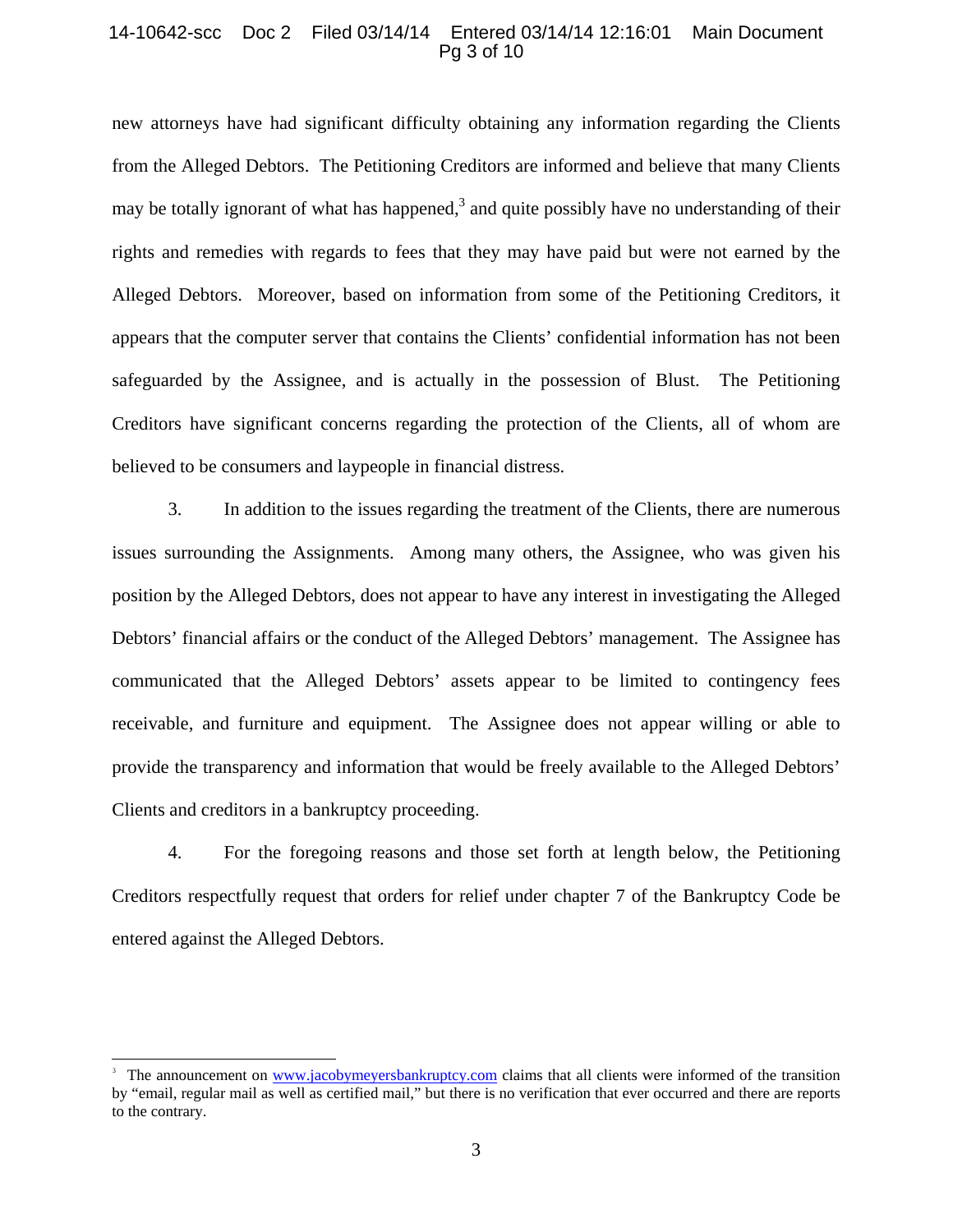new attorneys have had significant difficulty obtaining any information regarding the Clients from the Alleged Debtors. The Petitioning Creditors are informed and believe that many Clients may be totally ignorant of what has happened,[3] and quite possibly have no understanding of their rights and remedies with regards to fees that they may have paid but were not earned by the Alleged Debtors. Moreover, based on information from some of the Petitioning Creditors, it appears that the computer server that contains the Clients' confidential information has not been safeguarded by the Assignee, and is actually in the possession of Blust. The Petitioning Creditors have significant concerns regarding the protection of the Clients, all of whom are believed to be consumers and laypeople in financial distress.

3. In addition to the issues regarding the treatment of the Clients, there are numerous issues surrounding the Assignments. Among many others, the Assignee, who was given his position by the Alleged Debtors, does not appear to have any interest in investigating the Alleged Debtors' financial affairs or the conduct of the Alleged Debtors' management. The Assignee has communicated that the Alleged Debtors' assets appear to be limited to contingency fees receivable, and furniture and equipment. The Assignee does not appear willing or able to provide the transparency and information that would be freely available to the Alleged Debtors' Clients and creditors in a bankruptcy proceeding.

4. For the foregoing reasons and those set forth at length below, the Petitioning Creditors respectfully request that orders for relief under chapter 7 of the Bankruptcy Code be entered against the Alleged Debtors.

---

[3] The announcement on www.jacobymeyersbankruptcy.com claims that all clients were informed of the transition by "email, regular mail as well as certified mail," but there is no verification that ever occurred and there are reports to the contrary.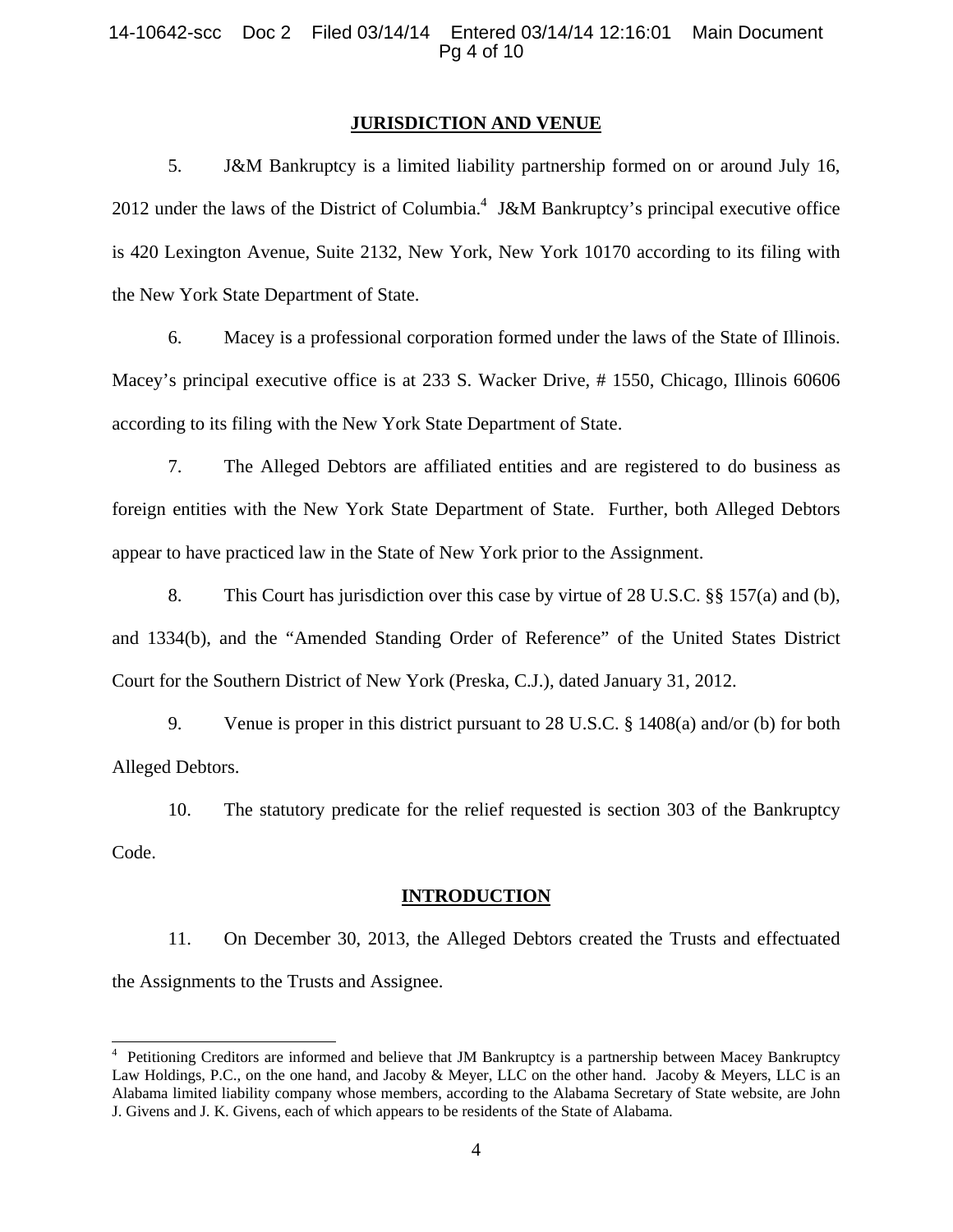## JURISDICTION AND VENUE

5. J&M Bankruptcy is a limited liability partnership formed on or around July 16, 2012 under the laws of the District of Columbia.[4] J&M Bankruptcy's principal executive office is 420 Lexington Avenue, Suite 2132, New York, New York 10170 according to its filing with the New York State Department of State.

6. Macey is a professional corporation formed under the laws of the State of Illinois. Macey's principal executive office is at 233 S. Wacker Drive, # 1550, Chicago, Illinois 60606 according to its filing with the New York State Department of State.

7. The Alleged Debtors are affiliated entities and are registered to do business as foreign entities with the New York State Department of State. Further, both Alleged Debtors appear to have practiced law in the State of New York prior to the Assignment.

8. This Court has jurisdiction over this case by virtue of 28 U.S.C. §§ 157(a) and (b), and 1334(b), and the "Amended Standing Order of Reference" of the United States District Court for the Southern District of New York (Preska, C.J.), dated January 31, 2012.

9. Venue is proper in this district pursuant to 28 U.S.C. § 1408(a) and/or (b) for both Alleged Debtors.

10. The statutory predicate for the relief requested is section 303 of the Bankruptcy Code.

## INTRODUCTION

11. On December 30, 2013, the Alleged Debtors created the Trusts and effectuated the Assignments to the Trusts and Assignee.

---

[4] Petitioning Creditors are informed and believe that JM Bankruptcy is a partnership between Macey Bankruptcy Law Holdings, P.C., on the one hand, and Jacoby & Meyer, LLC on the other hand. Jacoby & Meyers, LLC is an Alabama limited liability company whose members, according to the Alabama Secretary of State website, are John J. Givens and J. K. Givens, each of which appears to be residents of the State of Alabama.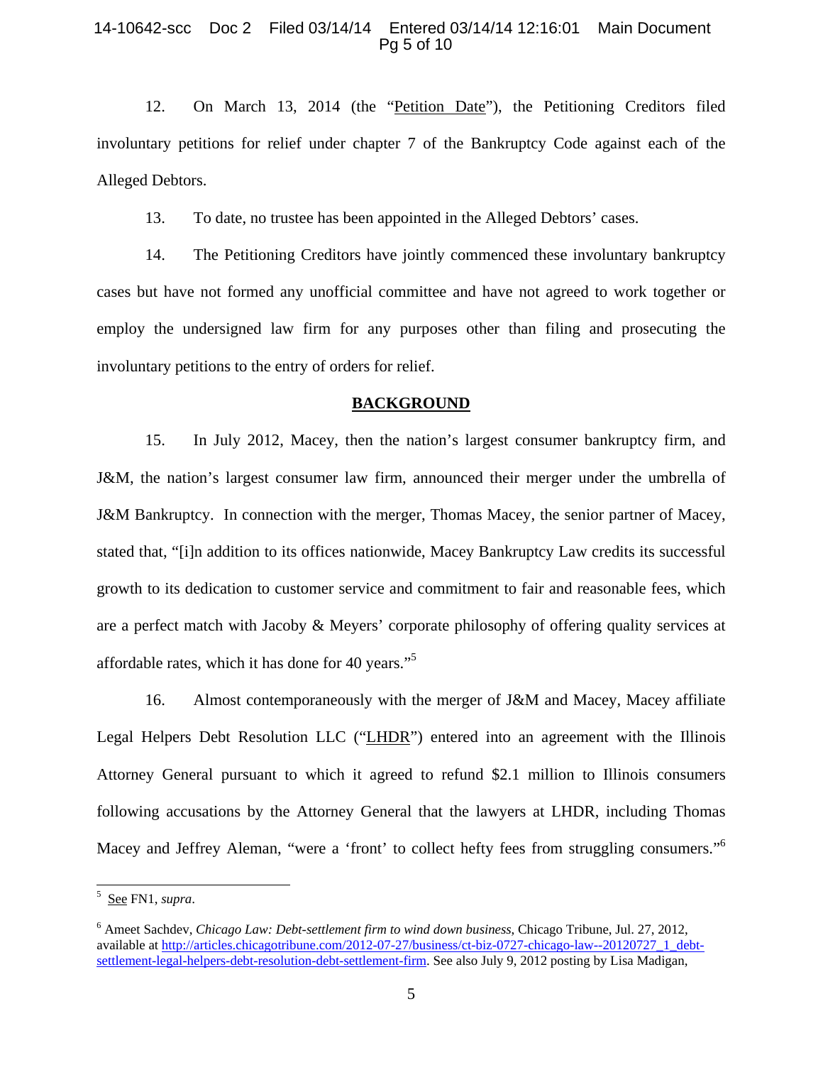12. On March 13, 2014 (the "Petition Date"), the Petitioning Creditors filed involuntary petitions for relief under chapter 7 of the Bankruptcy Code against each of the Alleged Debtors.

13. To date, no trustee has been appointed in the Alleged Debtors' cases.

14. The Petitioning Creditors have jointly commenced these involuntary bankruptcy cases but have not formed any unofficial committee and have not agreed to work together or employ the undersigned law firm for any purposes other than filing and prosecuting the involuntary petitions to the entry of orders for relief.

## BACKGROUND

15. In July 2012, Macey, then the nation's largest consumer bankruptcy firm, and J&M, the nation's largest consumer law firm, announced their merger under the umbrella of J&M Bankruptcy. In connection with the merger, Thomas Macey, the senior partner of Macey, stated that, "[i]n addition to its offices nationwide, Macey Bankruptcy Law credits its successful growth to its dedication to customer service and commitment to fair and reasonable fees, which are a perfect match with Jacoby & Meyers' corporate philosophy of offering quality services at affordable rates, which it has done for 40 years."[5]

16. Almost contemporaneously with the merger of J&M and Macey, Macey affiliate Legal Helpers Debt Resolution LLC ("LHDR") entered into an agreement with the Illinois Attorney General pursuant to which it agreed to refund $2.1 million to Illinois consumers following accusations by the Attorney General that the lawyers at LHDR, including Thomas Macey and Jeffrey Aleman, "were a 'front' to collect hefty fees from struggling consumers."[6]

---

[5] See FN1, *supra*.

[6] Ameet Sachdev, *Chicago Law: Debt-settlement firm to wind down business,* Chicago Tribune, Jul. 27, 2012, available at http://articles.chicagotribune.com/2012-07-27/business/ct-biz-0727-chicago-law--20120727_1_debt-settlement-legal-helpers-debt-resolution-debt-settlement-firm. See also July 9, 2012 posting by Lisa Madigan,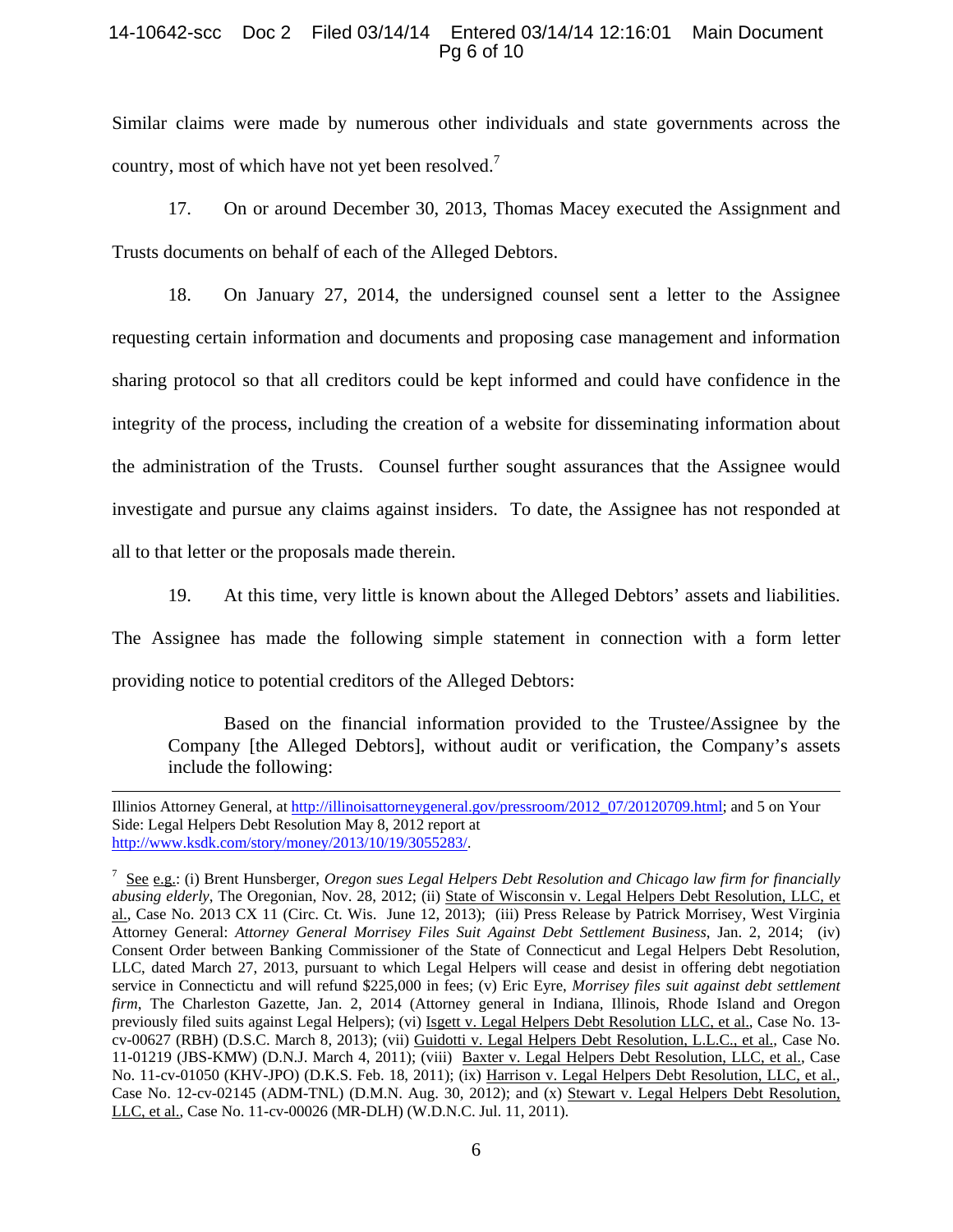Similar claims were made by numerous other individuals and state governments across the country, most of which have not yet been resolved.[7]

17. On or around December 30, 2013, Thomas Macey executed the Assignment and Trusts documents on behalf of each of the Alleged Debtors.

18. On January 27, 2014, the undersigned counsel sent a letter to the Assignee requesting certain information and documents and proposing case management and information sharing protocol so that all creditors could be kept informed and could have confidence in the integrity of the process, including the creation of a website for disseminating information about the administration of the Trusts. Counsel further sought assurances that the Assignee would investigate and pursue any claims against insiders. To date, the Assignee has not responded at all to that letter or the proposals made therein.

19. At this time, very little is known about the Alleged Debtors' assets and liabilities. The Assignee has made the following simple statement in connection with a form letter providing notice to potential creditors of the Alleged Debtors:

> Based on the financial information provided to the Trustee/Assignee by the Company [the Alleged Debtors], without audit or verification, the Company's assets include the following:

---

Illinios Attorney General, at http://illinoisattorneygeneral.gov/pressroom/2012_07/20120709.html; and 5 on Your Side: Legal Helpers Debt Resolution May 8, 2012 report at http://www.ksdk.com/story/money/2013/10/19/3055283/.

[7] See e.g.: (i) Brent Hunsberger, *Oregon sues Legal Helpers Debt Resolution and Chicago law firm for financially abusing elderly*, The Oregonian, Nov. 28, 2012; (ii) State of Wisconsin v. Legal Helpers Debt Resolution, LLC, et al., Case No. 2013 CX 11 (Circ. Ct. Wis. June 12, 2013); (iii) Press Release by Patrick Morrisey, West Virginia Attorney General: *Attorney General Morrisey Files Suit Against Debt Settlement Business*, Jan. 2, 2014; (iv) Consent Order between Banking Commissioner of the State of Connecticut and Legal Helpers Debt Resolution, LLC, dated March 27, 2013, pursuant to which Legal Helpers will cease and desist in offering debt negotiation service in Connectictu and will refund $225,000 in fees; (v) Eric Eyre, *Morrisey files suit against debt settlement firm*, The Charleston Gazette, Jan. 2, 2014 (Attorney general in Indiana, Illinois, Rhode Island and Oregon previously filed suits against Legal Helpers); (vi) Isgett v. Legal Helpers Debt Resolution LLC, et al., Case No. 13-cv-00627 (RBH) (D.S.C. March 8, 2013); (vii) Guidotti v. Legal Helpers Debt Resolution, L.L.C., et al., Case No. 11-01219 (JBS-KMW) (D.N.J. March 4, 2011); (viii) Baxter v. Legal Helpers Debt Resolution, LLC, et al., Case No. 11-cv-01050 (KHV-JPO) (D.K.S. Feb. 18, 2011); (ix) Harrison v. Legal Helpers Debt Resolution, LLC, et al., Case No. 12-cv-02145 (ADM-TNL) (D.M.N. Aug. 30, 2012); and (x) Stewart v. Legal Helpers Debt Resolution, LLC, et al., Case No. 11-cv-00026 (MR-DLH) (W.D.N.C. Jul. 11, 2011).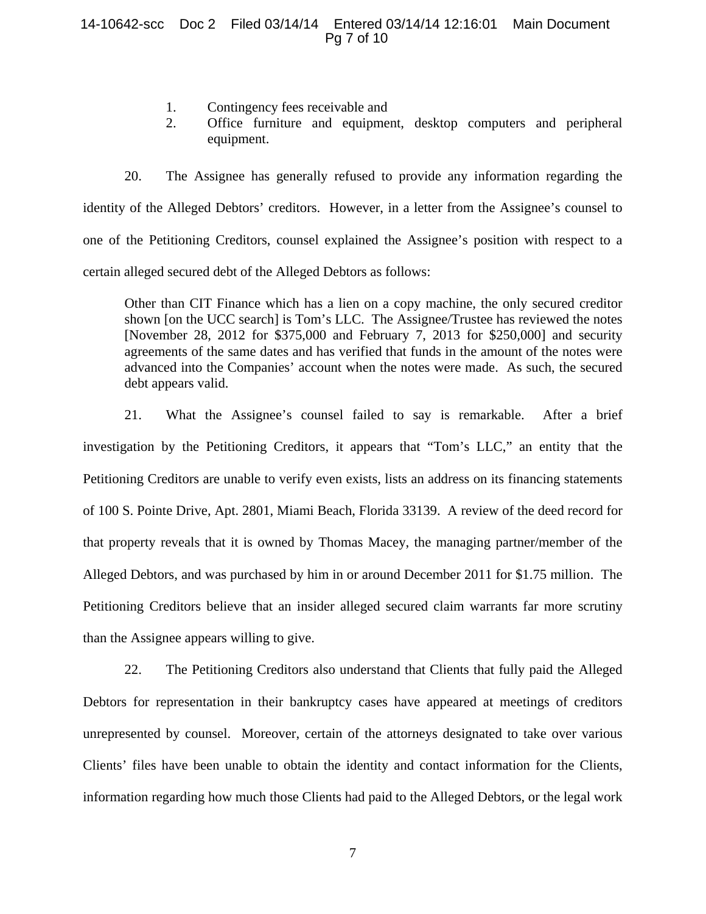1. Contingency fees receivable and
2. Office furniture and equipment, desktop computers and peripheral equipment.

20. The Assignee has generally refused to provide any information regarding the identity of the Alleged Debtors' creditors. However, in a letter from the Assignee's counsel to one of the Petitioning Creditors, counsel explained the Assignee's position with respect to a certain alleged secured debt of the Alleged Debtors as follows:

> Other than CIT Finance which has a lien on a copy machine, the only secured creditor shown [on the UCC search] is Tom's LLC. The Assignee/Trustee has reviewed the notes [November 28, 2012 for $375,000 and February 7, 2013 for $250,000] and security agreements of the same dates and has verified that funds in the amount of the notes were advanced into the Companies' account when the notes were made. As such, the secured debt appears valid.

21. What the Assignee's counsel failed to say is remarkable. After a brief investigation by the Petitioning Creditors, it appears that "Tom's LLC," an entity that the Petitioning Creditors are unable to verify even exists, lists an address on its financing statements of 100 S. Pointe Drive, Apt. 2801, Miami Beach, Florida 33139. A review of the deed record for that property reveals that it is owned by Thomas Macey, the managing partner/member of the Alleged Debtors, and was purchased by him in or around December 2011 for $1.75 million. The Petitioning Creditors believe that an insider alleged secured claim warrants far more scrutiny than the Assignee appears willing to give.

22. The Petitioning Creditors also understand that Clients that fully paid the Alleged Debtors for representation in their bankruptcy cases have appeared at meetings of creditors unrepresented by counsel. Moreover, certain of the attorneys designated to take over various Clients' files have been unable to obtain the identity and contact information for the Clients, information regarding how much those Clients had paid to the Alleged Debtors, or the legal work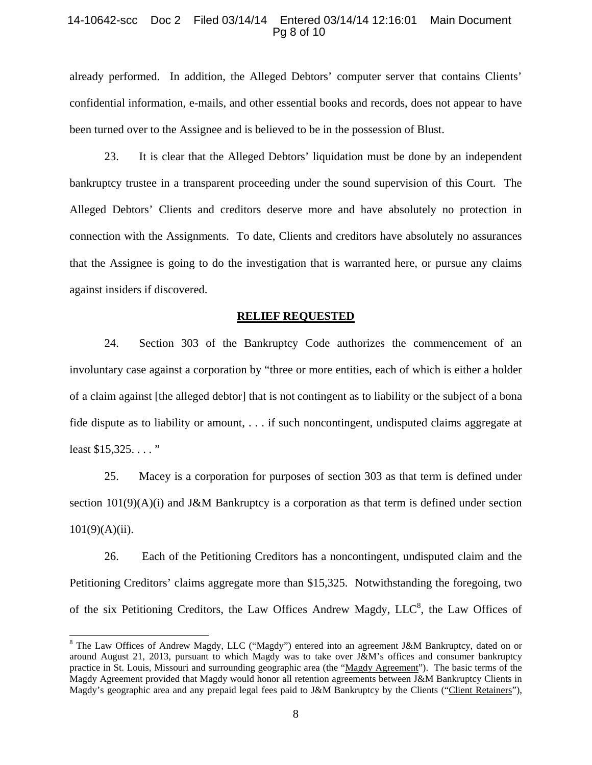already performed. In addition, the Alleged Debtors' computer server that contains Clients' confidential information, e-mails, and other essential books and records, does not appear to have been turned over to the Assignee and is believed to be in the possession of Blust.

23. It is clear that the Alleged Debtors' liquidation must be done by an independent bankruptcy trustee in a transparent proceeding under the sound supervision of this Court. The Alleged Debtors' Clients and creditors deserve more and have absolutely no protection in connection with the Assignments. To date, Clients and creditors have absolutely no assurances that the Assignee is going to do the investigation that is warranted here, or pursue any claims against insiders if discovered.

## RELIEF REQUESTED

24. Section 303 of the Bankruptcy Code authorizes the commencement of an involuntary case against a corporation by "three or more entities, each of which is either a holder of a claim against [the alleged debtor] that is not contingent as to liability or the subject of a bona fide dispute as to liability or amount, . . . if such noncontingent, undisputed claims aggregate at least $15,325. . . . "

25. Macey is a corporation for purposes of section 303 as that term is defined under section 101(9)(A)(i) and J&M Bankruptcy is a corporation as that term is defined under section 101(9)(A)(ii).

26. Each of the Petitioning Creditors has a noncontingent, undisputed claim and the Petitioning Creditors' claims aggregate more than $15,325. Notwithstanding the foregoing, two of the six Petitioning Creditors, the Law Offices Andrew Magdy, LLC[8], the Law Offices of

---

[8] The Law Offices of Andrew Magdy, LLC ("Magdy") entered into an agreement J&M Bankruptcy, dated on or around August 21, 2013, pursuant to which Magdy was to take over J&M's offices and consumer bankruptcy practice in St. Louis, Missouri and surrounding geographic area (the "Magdy Agreement"). The basic terms of the Magdy Agreement provided that Magdy would honor all retention agreements between J&M Bankruptcy Clients in Magdy's geographic area and any prepaid legal fees paid to J&M Bankruptcy by the Clients ("Client Retainers"),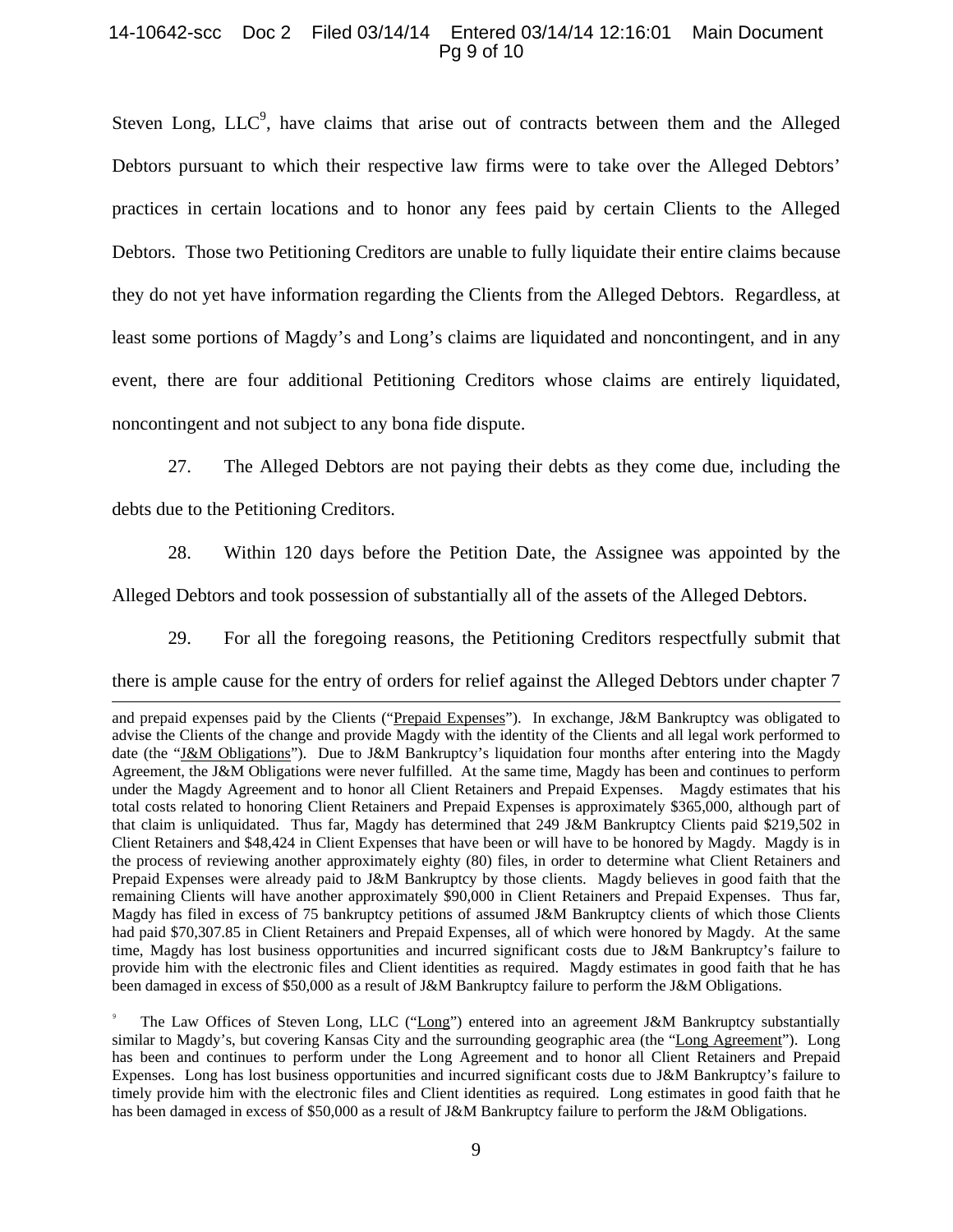Steven Long, LLC[9], have claims that arise out of contracts between them and the Alleged Debtors pursuant to which their respective law firms were to take over the Alleged Debtors' practices in certain locations and to honor any fees paid by certain Clients to the Alleged Debtors. Those two Petitioning Creditors are unable to fully liquidate their entire claims because they do not yet have information regarding the Clients from the Alleged Debtors. Regardless, at least some portions of Magdy's and Long's claims are liquidated and noncontingent, and in any event, there are four additional Petitioning Creditors whose claims are entirely liquidated, noncontingent and not subject to any bona fide dispute.

27. The Alleged Debtors are not paying their debts as they come due, including the debts due to the Petitioning Creditors.

28. Within 120 days before the Petition Date, the Assignee was appointed by the Alleged Debtors and took possession of substantially all of the assets of the Alleged Debtors.

29. For all the foregoing reasons, the Petitioning Creditors respectfully submit that there is ample cause for the entry of orders for relief against the Alleged Debtors under chapter 7

---

and prepaid expenses paid by the Clients ("Prepaid Expenses"). In exchange, J&M Bankruptcy was obligated to advise the Clients of the change and provide Magdy with the identity of the Clients and all legal work performed to date (the "J&M Obligations"). Due to J&M Bankruptcy's liquidation four months after entering into the Magdy Agreement, the J&M Obligations were never fulfilled. At the same time, Magdy has been and continues to perform under the Magdy Agreement and to honor all Client Retainers and Prepaid Expenses. Magdy estimates that his total costs related to honoring Client Retainers and Prepaid Expenses is approximately $365,000, although part of that claim is unliquidated. Thus far, Magdy has determined that 249 J&M Bankruptcy Clients paid $219,502 in Client Retainers and $48,424 in Client Expenses that have been or will have to be honored by Magdy. Magdy is in the process of reviewing another approximately eighty (80) files, in order to determine what Client Retainers and Prepaid Expenses were already paid to J&M Bankruptcy by those clients. Magdy believes in good faith that the remaining Clients will have another approximately $90,000 in Client Retainers and Prepaid Expenses. Thus far, Magdy has filed in excess of 75 bankruptcy petitions of assumed J&M Bankruptcy clients of which those Clients had paid $70,307.85 in Client Retainers and Prepaid Expenses, all of which were honored by Magdy. At the same time, Magdy has lost business opportunities and incurred significant costs due to J&M Bankruptcy's failure to provide him with the electronic files and Client identities as required. Magdy estimates in good faith that he has been damaged in excess of $50,000 as a result of J&M Bankruptcy failure to perform the J&M Obligations.

[9] The Law Offices of Steven Long, LLC ("Long") entered into an agreement J&M Bankruptcy substantially similar to Magdy's, but covering Kansas City and the surrounding geographic area (the "Long Agreement"). Long has been and continues to perform under the Long Agreement and to honor all Client Retainers and Prepaid Expenses. Long has lost business opportunities and incurred significant costs due to J&M Bankruptcy's failure to timely provide him with the electronic files and Client identities as required. Long estimates in good faith that he has been damaged in excess of $50,000 as a result of J&M Bankruptcy failure to perform the J&M Obligations.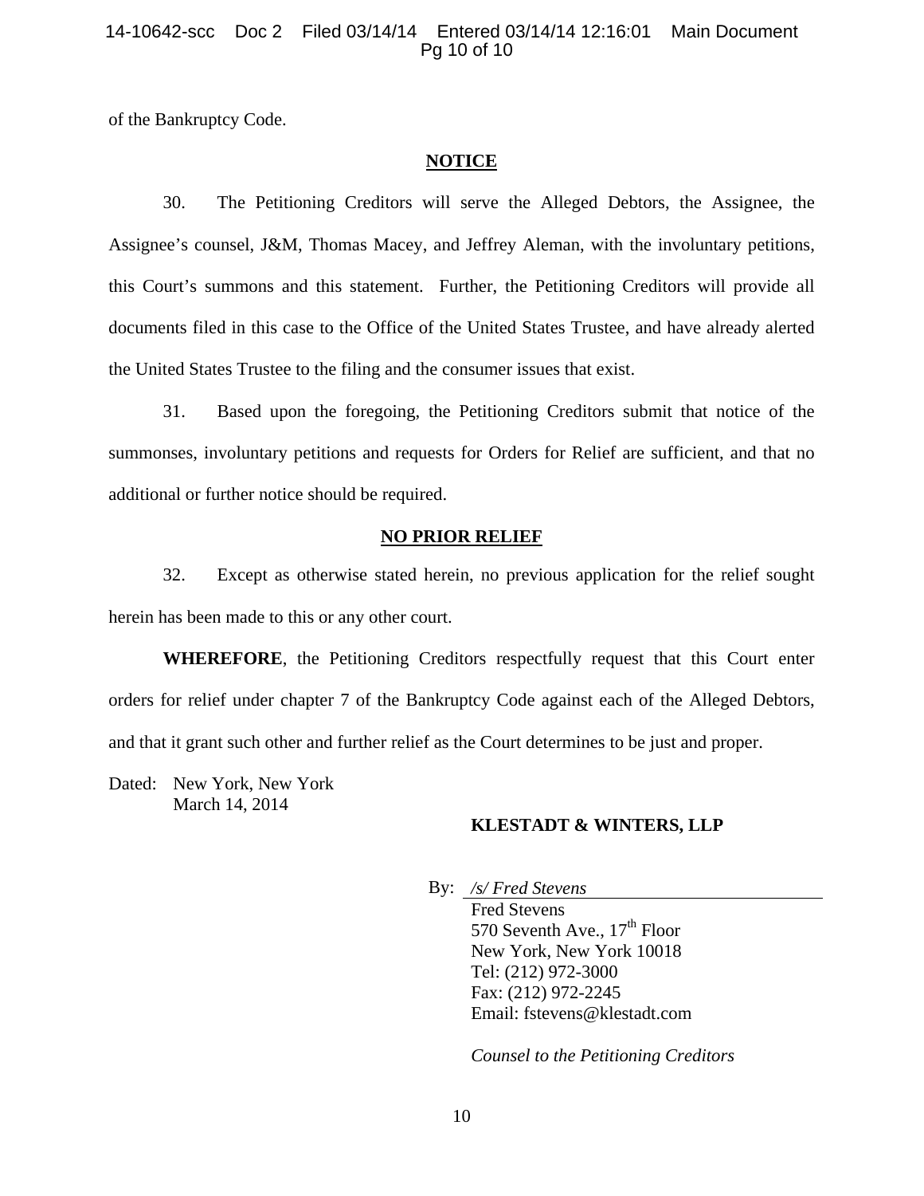of the Bankruptcy Code.

## NOTICE

30. The Petitioning Creditors will serve the Alleged Debtors, the Assignee, the Assignee's counsel, J&M, Thomas Macey, and Jeffrey Aleman, with the involuntary petitions, this Court's summons and this statement. Further, the Petitioning Creditors will provide all documents filed in this case to the Office of the United States Trustee, and have already alerted the United States Trustee to the filing and the consumer issues that exist.

31. Based upon the foregoing, the Petitioning Creditors submit that notice of the summonses, involuntary petitions and requests for Orders for Relief are sufficient, and that no additional or further notice should be required.

## NO PRIOR RELIEF

32. Except as otherwise stated herein, no previous application for the relief sought herein has been made to this or any other court.

**WHEREFORE**, the Petitioning Creditors respectfully request that this Court enter orders for relief under chapter 7 of the Bankruptcy Code against each of the Alleged Debtors, and that it grant such other and further relief as the Court determines to be just and proper.

Dated: New York, New York
March 14, 2014

**KLESTADT & WINTERS, LLP**

By: */s/ Fred Stevens*
Fred Stevens
570 Seventh Ave., 17th Floor
New York, New York 10018
Tel: (212) 972-3000
Fax: (212) 972-2245
Email: fstevens@klestadt.com

*Counsel to the Petitioning Creditors*